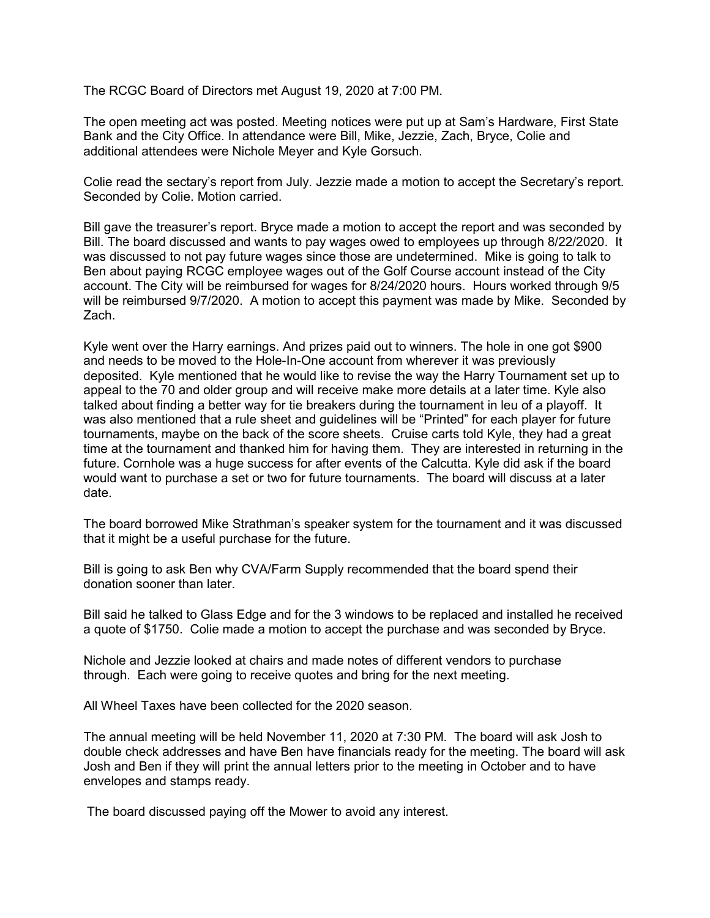The RCGC Board of Directors met August 19, 2020 at 7:00 PM.

The open meeting act was posted. Meeting notices were put up at Sam's Hardware, First State Bank and the City Office. In attendance were Bill, Mike, Jezzie, Zach, Bryce, Colie and additional attendees were Nichole Meyer and Kyle Gorsuch.

Colie read the sectary's report from July. Jezzie made a motion to accept the Secretary's report. Seconded by Colie. Motion carried.

Bill gave the treasurer's report. Bryce made a motion to accept the report and was seconded by Bill. The board discussed and wants to pay wages owed to employees up through 8/22/2020. It was discussed to not pay future wages since those are undetermined. Mike is going to talk to Ben about paying RCGC employee wages out of the Golf Course account instead of the City account. The City will be reimbursed for wages for 8/24/2020 hours. Hours worked through 9/5 will be reimbursed 9/7/2020. A motion to accept this payment was made by Mike. Seconded by Zach.

Kyle went over the Harry earnings. And prizes paid out to winners. The hole in one got $900 and needs to be moved to the Hole-In-One account from wherever it was previously deposited. Kyle mentioned that he would like to revise the way the Harry Tournament set up to appeal to the 70 and older group and will receive make more details at a later time. Kyle also talked about finding a better way for tie breakers during the tournament in leu of a playoff. It was also mentioned that a rule sheet and guidelines will be "Printed" for each player for future tournaments, maybe on the back of the score sheets. Cruise carts told Kyle, they had a great time at the tournament and thanked him for having them. They are interested in returning in the future. Cornhole was a huge success for after events of the Calcutta. Kyle did ask if the board would want to purchase a set or two for future tournaments. The board will discuss at a later date.

The board borrowed Mike Strathman's speaker system for the tournament and it was discussed that it might be a useful purchase for the future.

Bill is going to ask Ben why CVA/Farm Supply recommended that the board spend their donation sooner than later.

Bill said he talked to Glass Edge and for the 3 windows to be replaced and installed he received a quote of $1750. Colie made a motion to accept the purchase and was seconded by Bryce.

Nichole and Jezzie looked at chairs and made notes of different vendors to purchase through. Each were going to receive quotes and bring for the next meeting.

All Wheel Taxes have been collected for the 2020 season.

The annual meeting will be held November 11, 2020 at 7:30 PM. The board will ask Josh to double check addresses and have Ben have financials ready for the meeting. The board will ask Josh and Ben if they will print the annual letters prior to the meeting in October and to have envelopes and stamps ready.

The board discussed paying off the Mower to avoid any interest.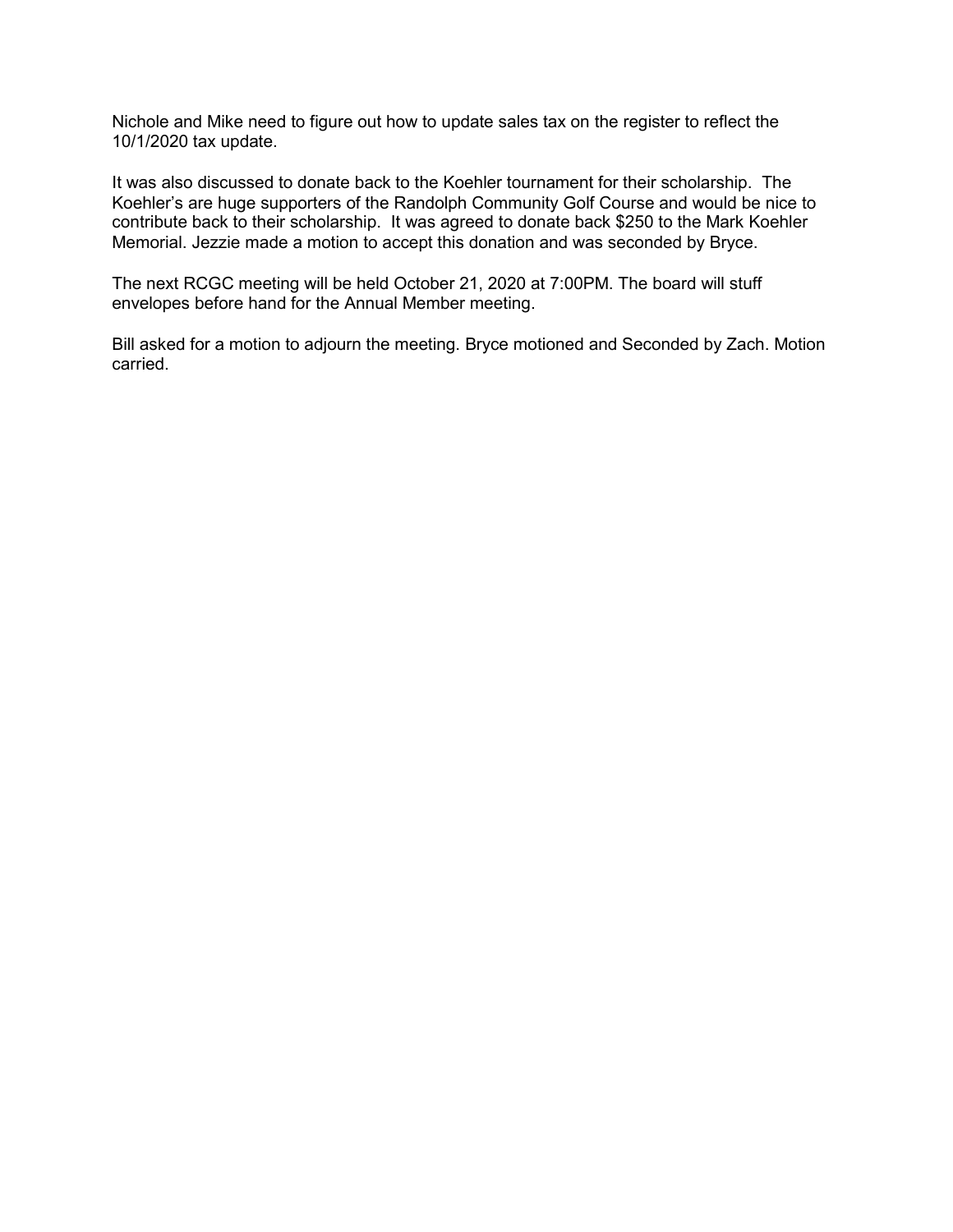Nichole and Mike need to figure out how to update sales tax on the register to reflect the 10/1/2020 tax update.

It was also discussed to donate back to the Koehler tournament for their scholarship. The Koehler's are huge supporters of the Randolph Community Golf Course and would be nice to contribute back to their scholarship. It was agreed to donate back $250 to the Mark Koehler Memorial. Jezzie made a motion to accept this donation and was seconded by Bryce.

The next RCGC meeting will be held October 21, 2020 at 7:00PM. The board will stuff envelopes before hand for the Annual Member meeting.

Bill asked for a motion to adjourn the meeting. Bryce motioned and Seconded by Zach. Motion carried.